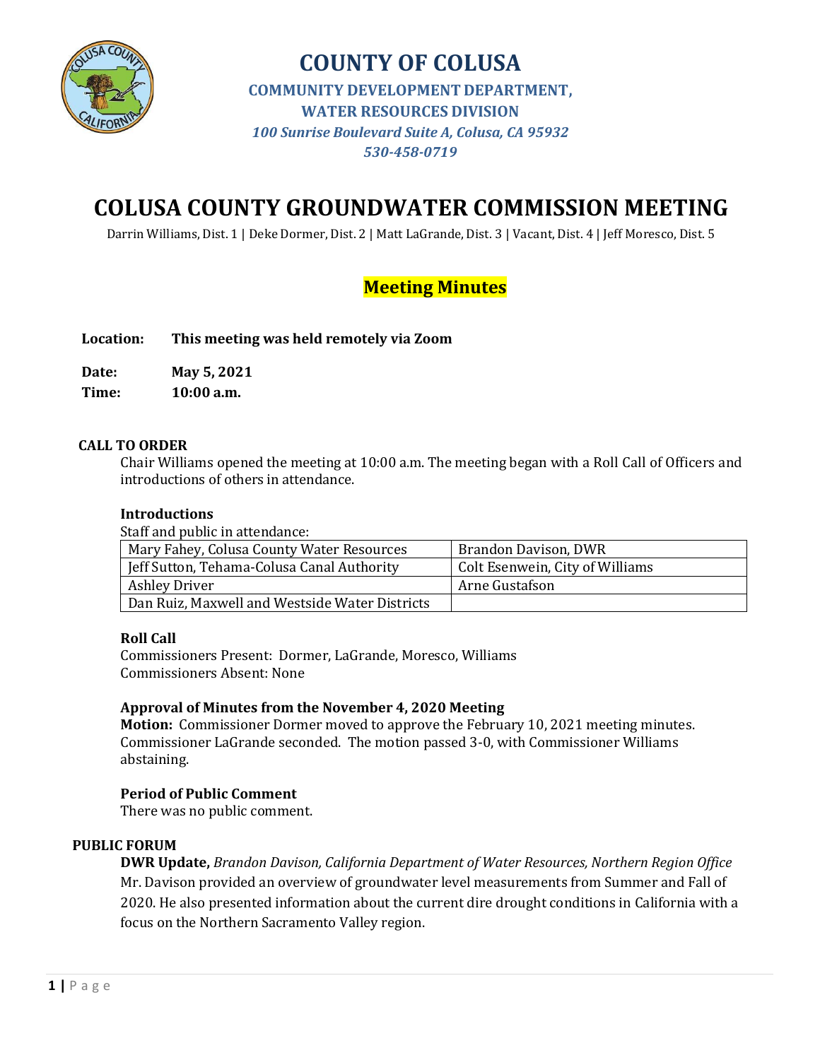# COUNTY OF COLUSA

**COMMUNITY DEVELOPMENT DEPARTMENT,**
**WATER RESOURCES DIVISION**
*100 Sunrise Boulevard Suite A, Colusa, CA 95932*
*530-458-0719*

# COLUSA COUNTY GROUNDWATER COMMISSION MEETING

Darrin Williams, Dist. 1 | Deke Dormer, Dist. 2 | Matt LaGrande, Dist. 3 | Vacant, Dist. 4 | Jeff Moresco, Dist. 5

## Meeting Minutes

**Location:** **This meeting was held remotely via Zoom**

**Date:** **May 5, 2021**
**Time:** **10:00 a.m.**

### CALL TO ORDER

Chair Williams opened the meeting at 10:00 a.m. The meeting began with a Roll Call of Officers and introductions of others in attendance.

#### Introductions

Staff and public in attendance:

| | |
|---|---|
| Mary Fahey, Colusa County Water Resources | Brandon Davison, DWR |
| Jeff Sutton, Tehama-Colusa Canal Authority | Colt Esenwein, City of Williams |
| Ashley Driver | Arne Gustafson |
| Dan Ruiz, Maxwell and Westside Water Districts | |

#### Roll Call

Commissioners Present: Dormer, LaGrande, Moresco, Williams
Commissioners Absent: None

#### Approval of Minutes from the November 4, 2020 Meeting

**Motion:** Commissioner Dormer moved to approve the February 10, 2021 meeting minutes. Commissioner LaGrande seconded. The motion passed 3-0, with Commissioner Williams abstaining.

#### Period of Public Comment

There was no public comment.

### PUBLIC FORUM

**DWR Update,** *Brandon Davison, California Department of Water Resources, Northern Region Office*
Mr. Davison provided an overview of groundwater level measurements from Summer and Fall of 2020. He also presented information about the current dire drought conditions in California with a focus on the Northern Sacramento Valley region.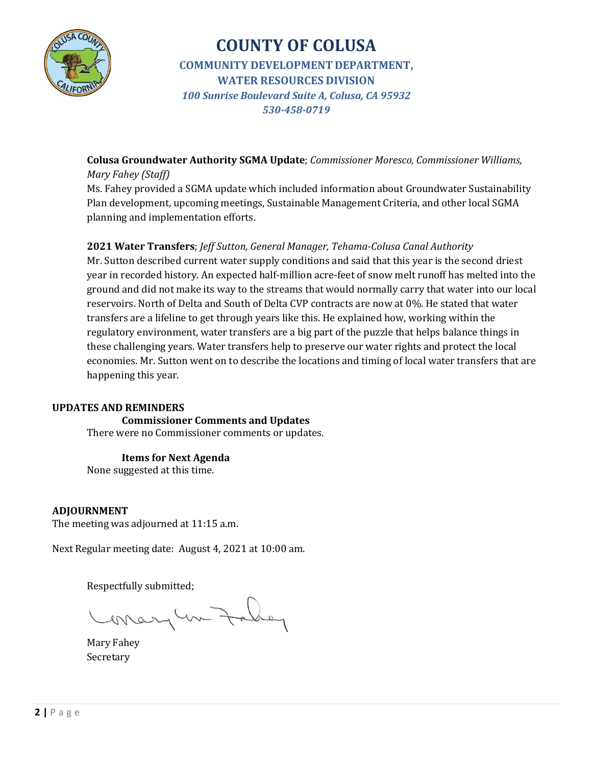# COUNTY OF COLUSA

## COMMUNITY DEVELOPMENT DEPARTMENT, WATER RESOURCES DIVISION

*100 Sunrise Boulevard Suite A, Colusa, CA 95932*

*530-458-0719*

**Colusa Groundwater Authority SGMA Update**; *Commissioner Moresco, Commissioner Williams, Mary Fahey (Staff)*

Ms. Fahey provided a SGMA update which included information about Groundwater Sustainability Plan development, upcoming meetings, Sustainable Management Criteria, and other local SGMA planning and implementation efforts.

**2021 Water Transfers**; *Jeff Sutton, General Manager, Tehama-Colusa Canal Authority*

Mr. Sutton described current water supply conditions and said that this year is the second driest year in recorded history. An expected half-million acre-feet of snow melt runoff has melted into the ground and did not make its way to the streams that would normally carry that water into our local reservoirs. North of Delta and South of Delta CVP contracts are now at 0%. He stated that water transfers are a lifeline to get through years like this. He explained how, working within the regulatory environment, water transfers are a big part of the puzzle that helps balance things in these challenging years. Water transfers help to preserve our water rights and protect the local economies. Mr. Sutton went on to describe the locations and timing of local water transfers that are happening this year.

**UPDATES AND REMINDERS**

**Commissioner Comments and Updates**

There were no Commissioner comments or updates.

**Items for Next Agenda**

None suggested at this time.

**ADJOURNMENT**

The meeting was adjourned at 11:15 a.m.

Next Regular meeting date: August 4, 2021 at 10:00 am.

Respectfully submitted;

Mary Fahey
Secretary